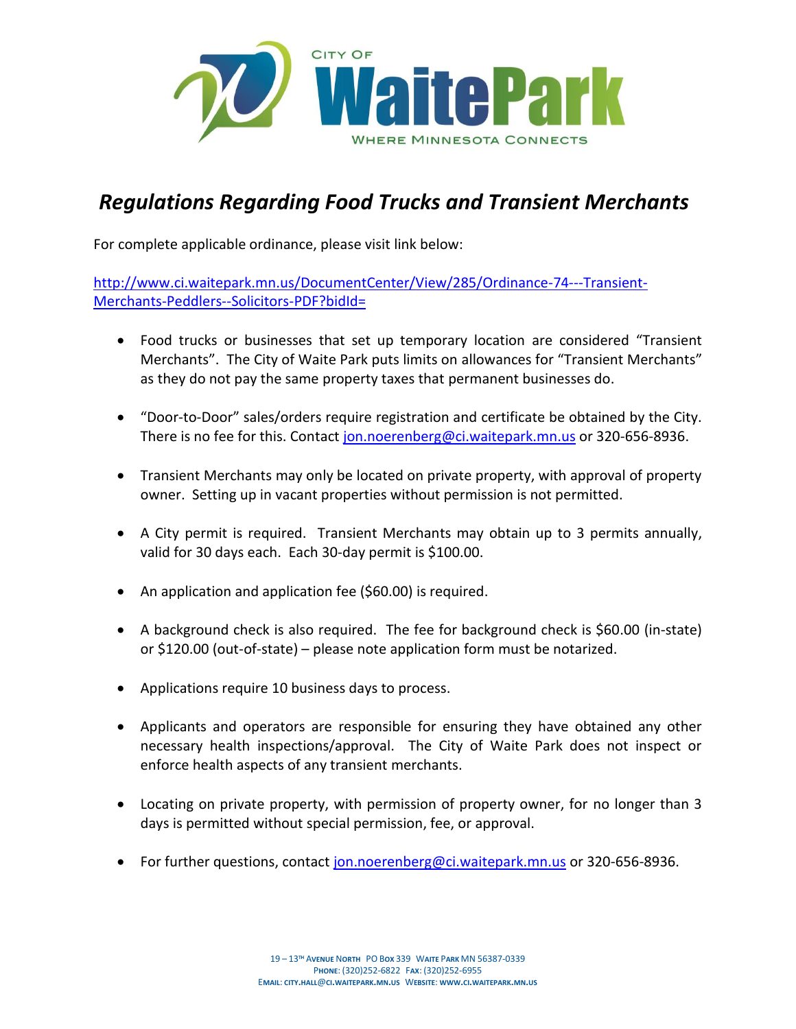CITY OF **WaitePark**

WHERE MINNESOTA CONNECTS

# *Regulations Regarding Food Trucks and Transient Merchants*

For complete applicable ordinance, please visit link below:

http://www.ci.waitepark.mn.us/DocumentCenter/View/285/Ordinance-74---Transient-Merchants-Peddlers--Solicitors-PDF?bidId=

- Food trucks or businesses that set up temporary location are considered "Transient Merchants". The City of Waite Park puts limits on allowances for "Transient Merchants" as they do not pay the same property taxes that permanent businesses do.
- "Door-to-Door" sales/orders require registration and certificate be obtained by the City. There is no fee for this. Contact jon.noerenberg@ci.waitepark.mn.us or 320-656-8936.
- Transient Merchants may only be located on private property, with approval of property owner. Setting up in vacant properties without permission is not permitted.
- A City permit is required. Transient Merchants may obtain up to 3 permits annually, valid for 30 days each. Each 30-day permit is $100.00.
- An application and application fee ($60.00) is required.
- A background check is also required. The fee for background check is $60.00 (in-state) or $120.00 (out-of-state) – please note application form must be notarized.
- Applications require 10 business days to process.
- Applicants and operators are responsible for ensuring they have obtained any other necessary health inspections/approval. The City of Waite Park does not inspect or enforce health aspects of any transient merchants.
- Locating on private property, with permission of property owner, for no longer than 3 days is permitted without special permission, fee, or approval.
- For further questions, contact jon.noerenberg@ci.waitepark.mn.us or 320-656-8936.

19 – 13TH AVENUE NORTH PO BOX 339 WAITE PARK MN 56387-0339
PHONE: (320)252-6822 FAX: (320)252-6955
EMAIL: CITY.HALL@CI.WAITEPARK.MN.US WEBSITE: WWW.CI.WAITEPARK.MN.US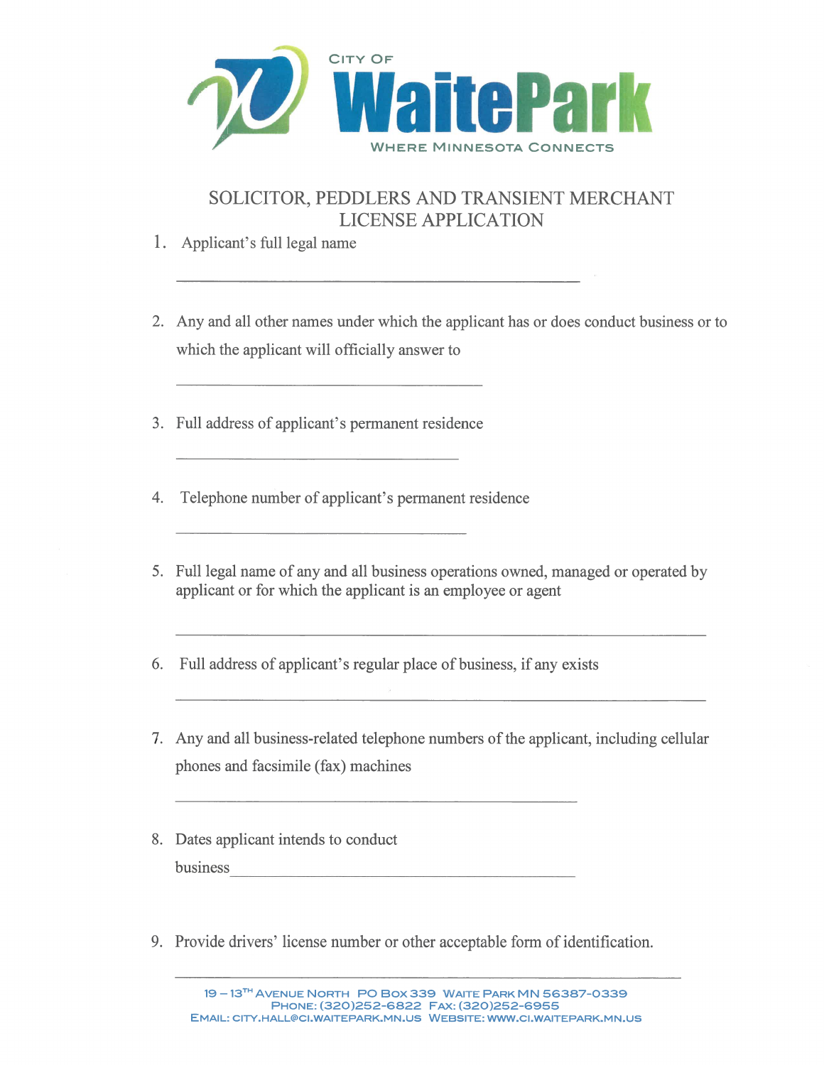CITY OF

# WaitePark

WHERE MINNESOTA CONNECTS

## SOLICITOR, PEDDLERS AND TRANSIENT MERCHANT LICENSE APPLICATION

1. Applicant's full legal name

 ______________________________________________

2. Any and all other names under which the applicant has or does conduct business or to which the applicant will officially answer to

 ___________________________________

3. Full address of applicant's permanent residence

 ________________________________

4. Telephone number of applicant's permanent residence

 _________________________________

5. Full legal name of any and all business operations owned, managed or operated by applicant or for which the applicant is an employee or agent

 ____________________________________________________________

6. Full address of applicant's regular place of business, if any exists

 ____________________________________________________________

7. Any and all business-related telephone numbers of the applicant, including cellular phones and facsimile (fax) machines

 ______________________________________________

8. Dates applicant intends to conduct business_______________________________________

9. Provide drivers' license number or other acceptable form of identification.

 ____________________________________________________________

19 – 13TH AVENUE NORTH PO BOX 339 WAITE PARK MN 56387-0339
PHONE: (320)252-6822 FAX: (320)252-6955
EMAIL: CITY.HALL@CI.WAITEPARK.MN.US WEBSITE: WWW.CI.WAITEPARK.MN.US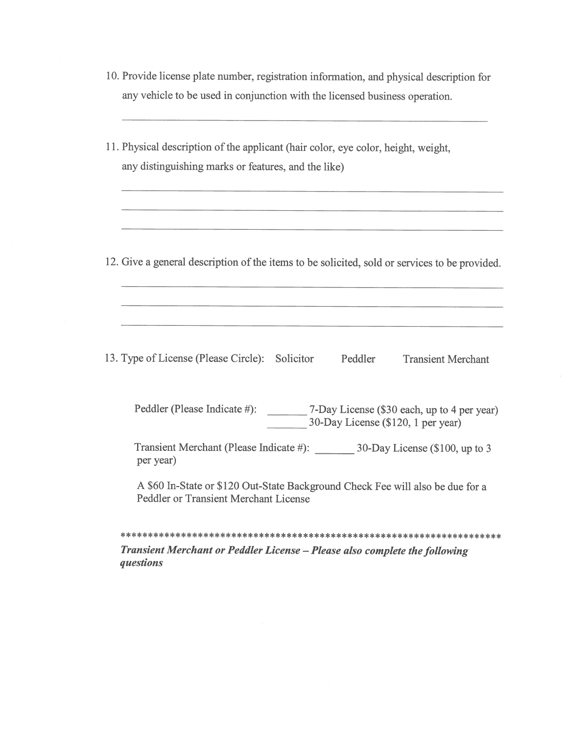10. Provide license plate number, registration information, and physical description for any vehicle to be used in conjunction with the licensed business operation.

\_\_\_\_\_\_\_\_\_\_\_\_\_\_\_\_\_\_\_\_\_\_\_\_\_\_\_\_\_\_\_\_\_\_\_\_\_\_\_\_\_\_\_\_\_\_\_\_\_\_\_\_\_\_\_\_\_\_\_\_\_\_\_\_

11. Physical description of the applicant (hair color, eye color, height, weight, any distinguishing marks or features, and the like)

\_\_\_\_\_\_\_\_\_\_\_\_\_\_\_\_\_\_\_\_\_\_\_\_\_\_\_\_\_\_\_\_\_\_\_\_\_\_\_\_\_\_\_\_\_\_\_\_\_\_\_\_\_\_\_\_\_\_\_\_\_\_\_\_

\_\_\_\_\_\_\_\_\_\_\_\_\_\_\_\_\_\_\_\_\_\_\_\_\_\_\_\_\_\_\_\_\_\_\_\_\_\_\_\_\_\_\_\_\_\_\_\_\_\_\_\_\_\_\_\_\_\_\_\_\_\_\_\_

\_\_\_\_\_\_\_\_\_\_\_\_\_\_\_\_\_\_\_\_\_\_\_\_\_\_\_\_\_\_\_\_\_\_\_\_\_\_\_\_\_\_\_\_\_\_\_\_\_\_\_\_\_\_\_\_\_\_\_\_\_\_\_\_

12. Give a general description of the items to be solicited, sold or services to be provided.

\_\_\_\_\_\_\_\_\_\_\_\_\_\_\_\_\_\_\_\_\_\_\_\_\_\_\_\_\_\_\_\_\_\_\_\_\_\_\_\_\_\_\_\_\_\_\_\_\_\_\_\_\_\_\_\_\_\_\_\_\_\_\_\_

\_\_\_\_\_\_\_\_\_\_\_\_\_\_\_\_\_\_\_\_\_\_\_\_\_\_\_\_\_\_\_\_\_\_\_\_\_\_\_\_\_\_\_\_\_\_\_\_\_\_\_\_\_\_\_\_\_\_\_\_\_\_\_\_

\_\_\_\_\_\_\_\_\_\_\_\_\_\_\_\_\_\_\_\_\_\_\_\_\_\_\_\_\_\_\_\_\_\_\_\_\_\_\_\_\_\_\_\_\_\_\_\_\_\_\_\_\_\_\_\_\_\_\_\_\_\_\_\_

13. Type of License (Please Circle): Solicitor Peddler Transient Merchant

Peddler (Please Indicate #): \_\_\_\_\_\_\_ 7-Day License ($30 each, up to 4 per year)
\_\_\_\_\_\_\_ 30-Day License ($120, 1 per year)

Transient Merchant (Please Indicate #): \_\_\_\_\_\_\_ 30-Day License ($100, up to 3 per year)

A $60 In-State or $120 Out-State Background Check Fee will also be due for a Peddler or Transient Merchant License

*********************************************************************

***Transient Merchant or Peddler License – Please also complete the following questions***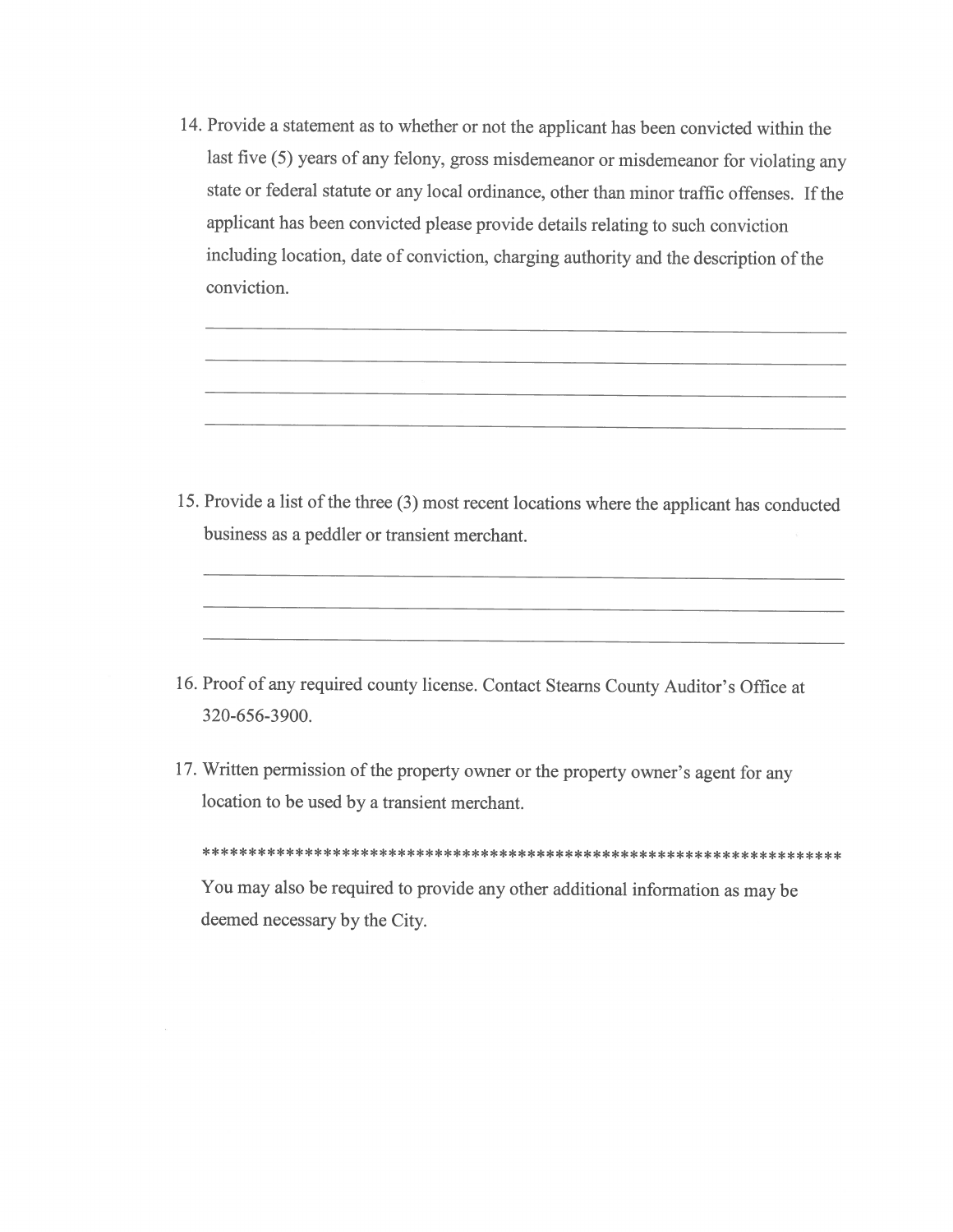14. Provide a statement as to whether or not the applicant has been convicted within the last five (5) years of any felony, gross misdemeanor or misdemeanor for violating any state or federal statute or any local ordinance, other than minor traffic offenses. If the applicant has been convicted please provide details relating to such conviction including location, date of conviction, charging authority and the description of the conviction.

    ___________________________________________________________________

    ___________________________________________________________________

    ___________________________________________________________________

    ___________________________________________________________________

15. Provide a list of the three (3) most recent locations where the applicant has conducted business as a peddler or transient merchant.

    ___________________________________________________________________

    ___________________________________________________________________

    ___________________________________________________________________

16. Proof of any required county license. Contact Stearns County Auditor's Office at 320-656-3900.

17. Written permission of the property owner or the property owner's agent for any location to be used by a transient merchant.

    ******************************************************************

    You may also be required to provide any other additional information as may be deemed necessary by the City.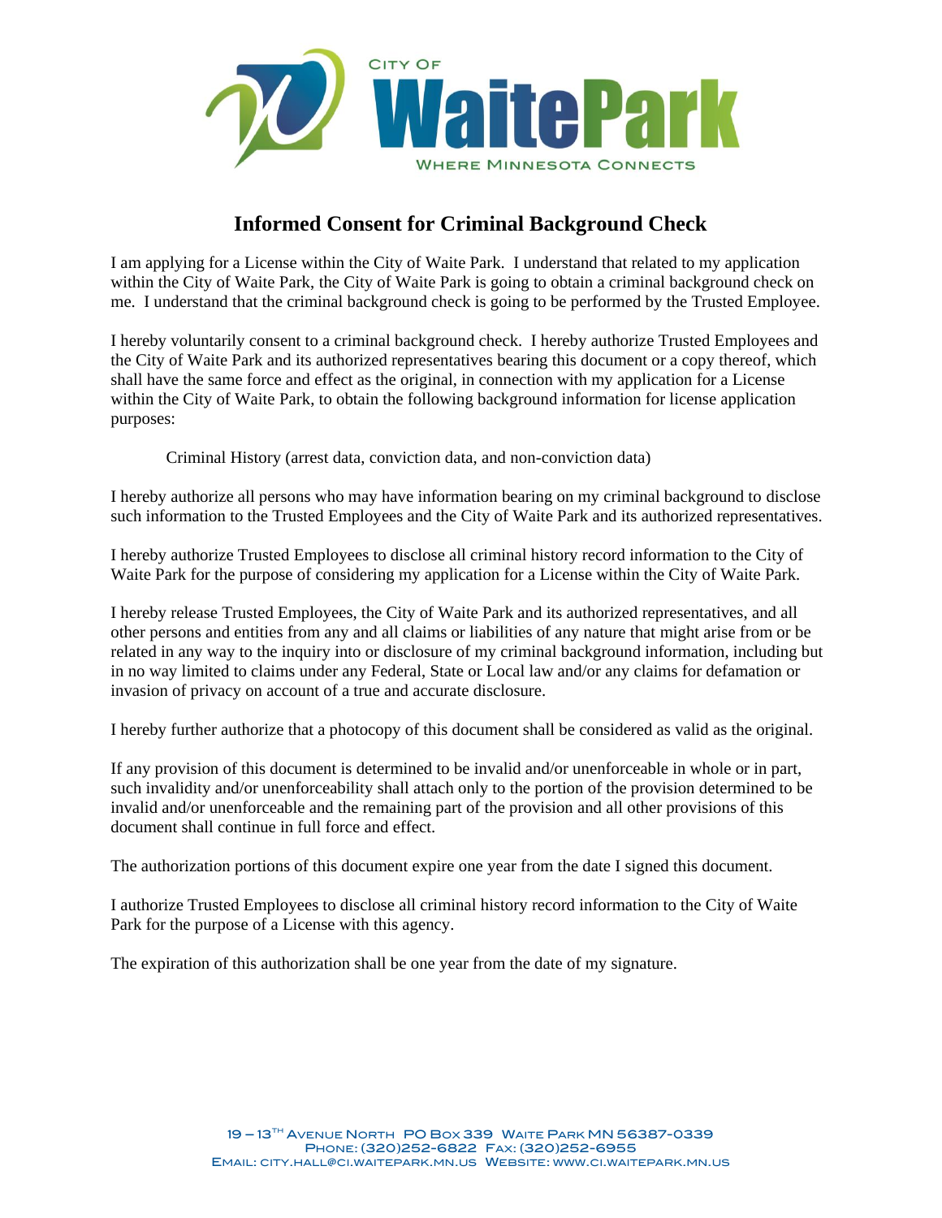# Informed Consent for Criminal Background Check

I am applying for a License within the City of Waite Park. I understand that related to my application within the City of Waite Park, the City of Waite Park is going to obtain a criminal background check on me. I understand that the criminal background check is going to be performed by the Trusted Employee.

I hereby voluntarily consent to a criminal background check. I hereby authorize Trusted Employees and the City of Waite Park and its authorized representatives bearing this document or a copy thereof, which shall have the same force and effect as the original, in connection with my application for a License within the City of Waite Park, to obtain the following background information for license application purposes:

Criminal History (arrest data, conviction data, and non-conviction data)

I hereby authorize all persons who may have information bearing on my criminal background to disclose such information to the Trusted Employees and the City of Waite Park and its authorized representatives.

I hereby authorize Trusted Employees to disclose all criminal history record information to the City of Waite Park for the purpose of considering my application for a License within the City of Waite Park.

I hereby release Trusted Employees, the City of Waite Park and its authorized representatives, and all other persons and entities from any and all claims or liabilities of any nature that might arise from or be related in any way to the inquiry into or disclosure of my criminal background information, including but in no way limited to claims under any Federal, State or Local law and/or any claims for defamation or invasion of privacy on account of a true and accurate disclosure.

I hereby further authorize that a photocopy of this document shall be considered as valid as the original.

If any provision of this document is determined to be invalid and/or unenforceable in whole or in part, such invalidity and/or unenforceability shall attach only to the portion of the provision determined to be invalid and/or unenforceable and the remaining part of the provision and all other provisions of this document shall continue in full force and effect.

The authorization portions of this document expire one year from the date I signed this document.

I authorize Trusted Employees to disclose all criminal history record information to the City of Waite Park for the purpose of a License with this agency.

The expiration of this authorization shall be one year from the date of my signature.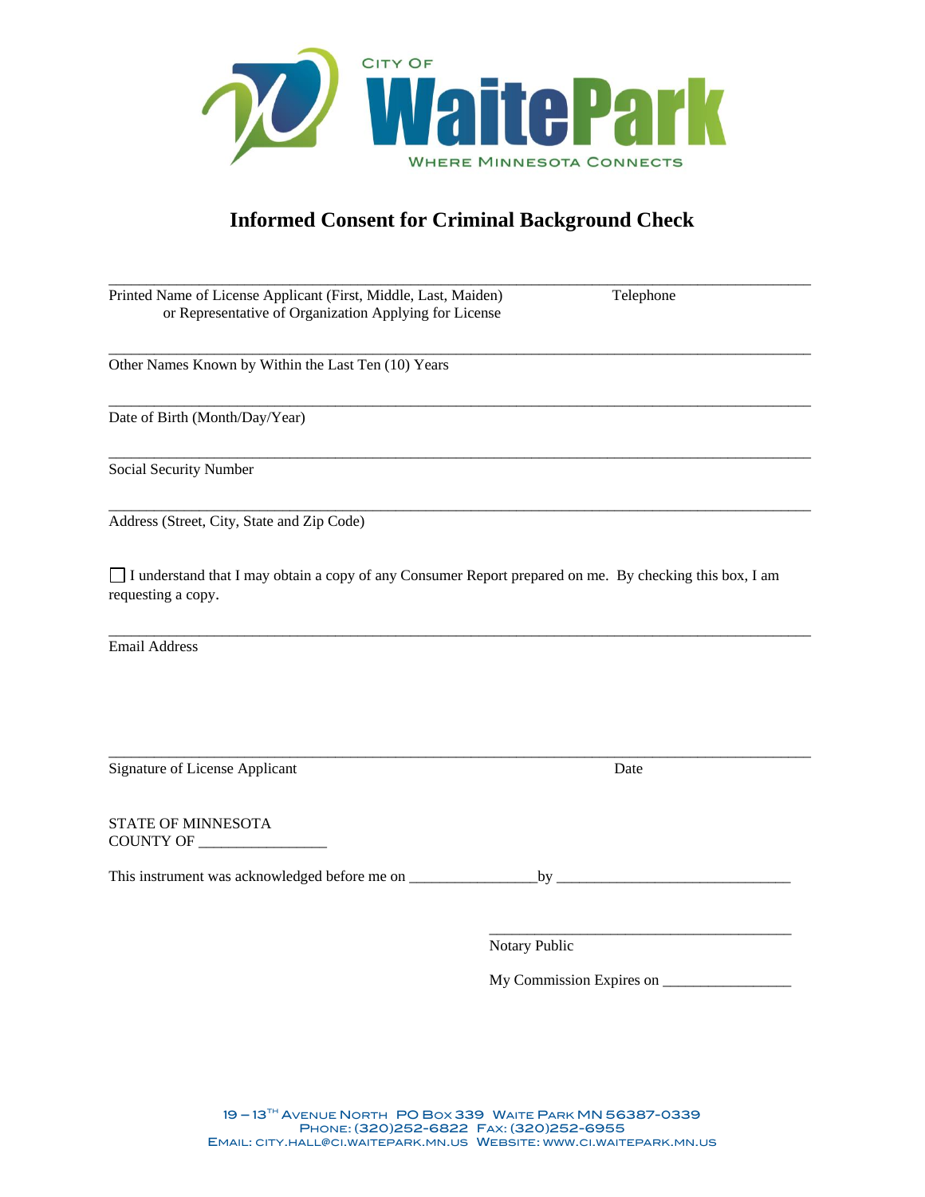CITY OF

WaitePark

WHERE MINNESOTA CONNECTS

# Informed Consent for Criminal Background Check

_______________________________________________________________________________

Printed Name of License Applicant (First, Middle, Last, Maiden) or Representative of Organization Applying for License — Telephone

_______________________________________________________________________________

Other Names Known by Within the Last Ten (10) Years

_______________________________________________________________________________

Date of Birth (Month/Day/Year)

_______________________________________________________________________________

Social Security Number

_______________________________________________________________________________

Address (Street, City, State and Zip Code)

☐ I understand that I may obtain a copy of any Consumer Report prepared on me. By checking this box, I am requesting a copy.

_______________________________________________________________________________

Email Address

_______________________________________________________________________________

Signature of License Applicant — Date

STATE OF MINNESOTA
COUNTY OF _________________

This instrument was acknowledged before me on _________________by _______________________________

_________________________________________

Notary Public

My Commission Expires on _________________

19 – 13TH AVENUE NORTH PO BOX 339 WAITE PARK MN 56387-0339
PHONE: (320)252-6822 FAX: (320)252-6955
EMAIL: CITY.HALL@CI.WAITEPARK.MN.US WEBSITE: WWW.CI.WAITEPARK.MN.US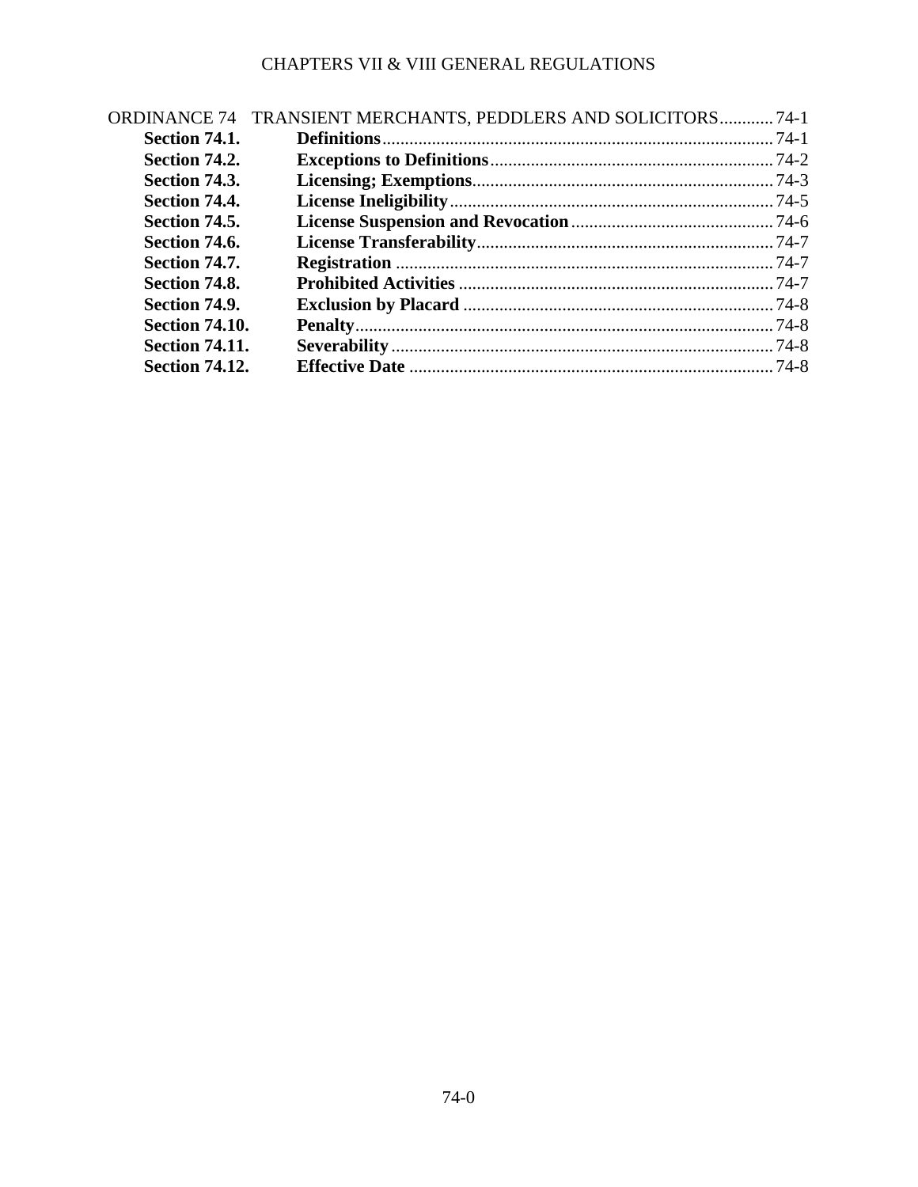| | | |
|---|---|---|
| ORDINANCE 74 | TRANSIENT MERCHANTS, PEDDLERS AND SOLICITORS | 74-1 |
| **Section 74.1.** | **Definitions** | 74-1 |
| **Section 74.2.** | **Exceptions to Definitions** | 74-2 |
| **Section 74.3.** | **Licensing; Exemptions** | 74-3 |
| **Section 74.4.** | **License Ineligibility** | 74-5 |
| **Section 74.5.** | **License Suspension and Revocation** | 74-6 |
| **Section 74.6.** | **License Transferability** | 74-7 |
| **Section 74.7.** | **Registration** | 74-7 |
| **Section 74.8.** | **Prohibited Activities** | 74-7 |
| **Section 74.9.** | **Exclusion by Placard** | 74-8 |
| **Section 74.10.** | **Penalty** | 74-8 |
| **Section 74.11.** | **Severability** | 74-8 |
| **Section 74.12.** | **Effective Date** | 74-8 |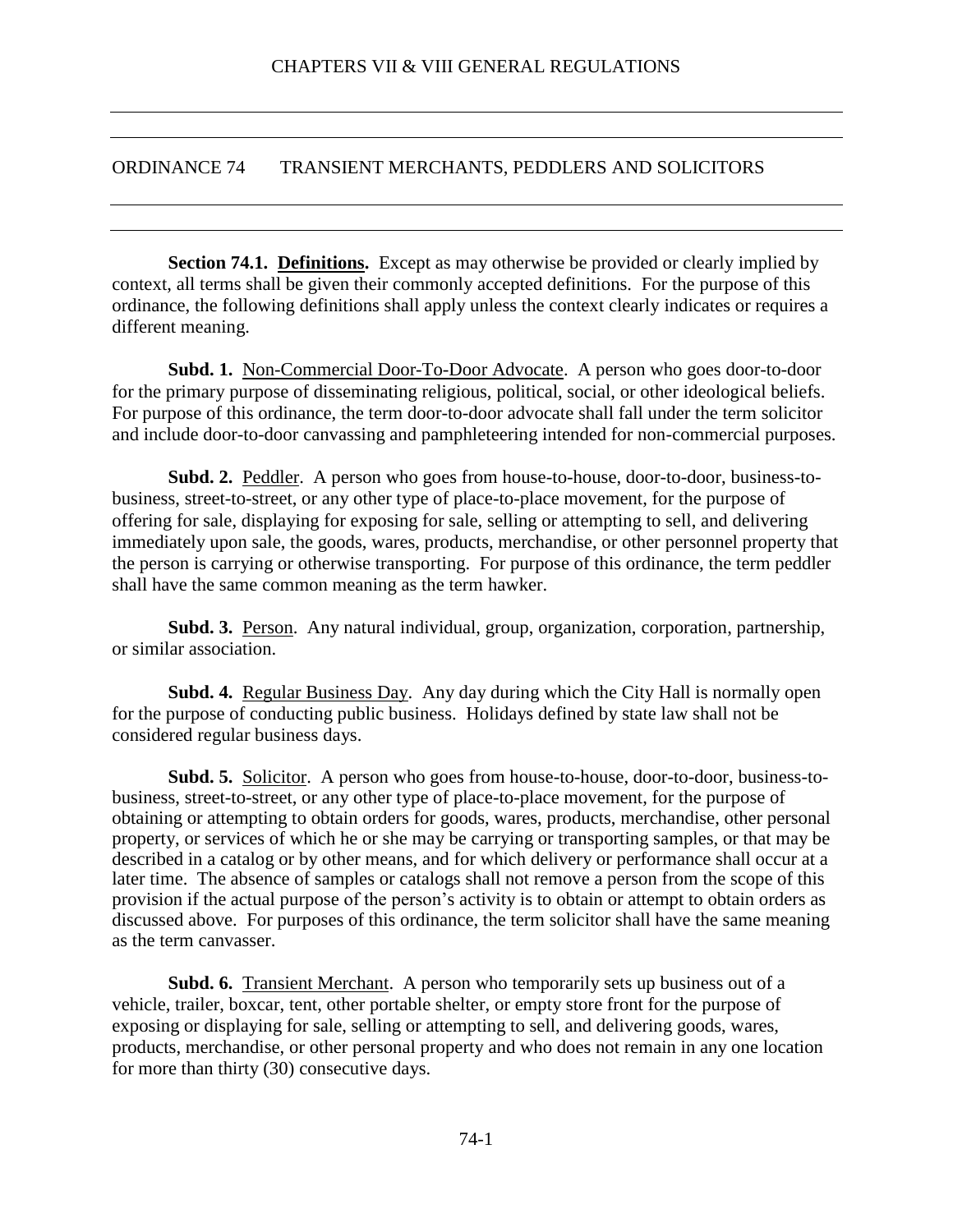# ORDINANCE 74 TRANSIENT MERCHANTS, PEDDLERS AND SOLICITORS

**Section 74.1. Definitions.** Except as may otherwise be provided or clearly implied by context, all terms shall be given their commonly accepted definitions. For the purpose of this ordinance, the following definitions shall apply unless the context clearly indicates or requires a different meaning.

**Subd. 1.** Non-Commercial Door-To-Door Advocate. A person who goes door-to-door for the primary purpose of disseminating religious, political, social, or other ideological beliefs. For purpose of this ordinance, the term door-to-door advocate shall fall under the term solicitor and include door-to-door canvassing and pamphleteering intended for non-commercial purposes.

**Subd. 2.** Peddler. A person who goes from house-to-house, door-to-door, business-to-business, street-to-street, or any other type of place-to-place movement, for the purpose of offering for sale, displaying for exposing for sale, selling or attempting to sell, and delivering immediately upon sale, the goods, wares, products, merchandise, or other personnel property that the person is carrying or otherwise transporting. For purpose of this ordinance, the term peddler shall have the same common meaning as the term hawker.

**Subd. 3.** Person. Any natural individual, group, organization, corporation, partnership, or similar association.

**Subd. 4.** Regular Business Day. Any day during which the City Hall is normally open for the purpose of conducting public business. Holidays defined by state law shall not be considered regular business days.

**Subd. 5.** Solicitor. A person who goes from house-to-house, door-to-door, business-to-business, street-to-street, or any other type of place-to-place movement, for the purpose of obtaining or attempting to obtain orders for goods, wares, products, merchandise, other personal property, or services of which he or she may be carrying or transporting samples, or that may be described in a catalog or by other means, and for which delivery or performance shall occur at a later time. The absence of samples or catalogs shall not remove a person from the scope of this provision if the actual purpose of the person's activity is to obtain or attempt to obtain orders as discussed above. For purposes of this ordinance, the term solicitor shall have the same meaning as the term canvasser.

**Subd. 6.** Transient Merchant. A person who temporarily sets up business out of a vehicle, trailer, boxcar, tent, other portable shelter, or empty store front for the purpose of exposing or displaying for sale, selling or attempting to sell, and delivering goods, wares, products, merchandise, or other personal property and who does not remain in any one location for more than thirty (30) consecutive days.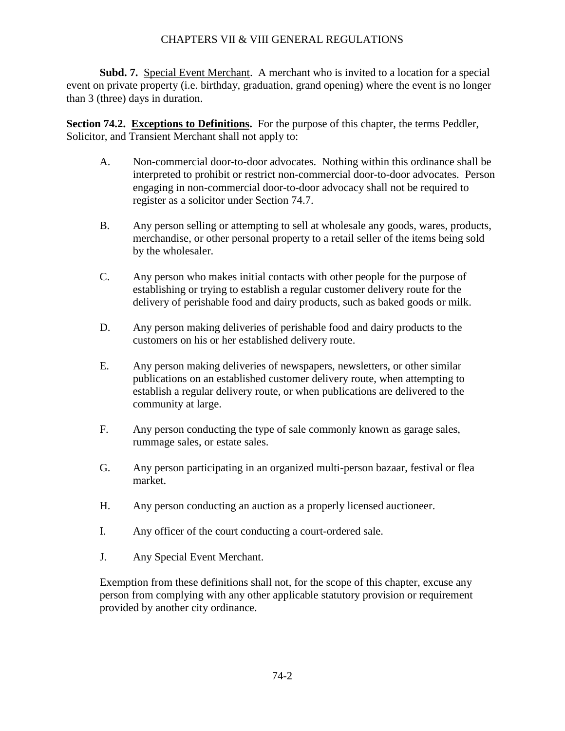**Subd. 7.** Special Event Merchant. A merchant who is invited to a location for a special event on private property (i.e. birthday, graduation, grand opening) where the event is no longer than 3 (three) days in duration.

**Section 74.2. Exceptions to Definitions.** For the purpose of this chapter, the terms Peddler, Solicitor, and Transient Merchant shall not apply to:

A. Non-commercial door-to-door advocates. Nothing within this ordinance shall be interpreted to prohibit or restrict non-commercial door-to-door advocates. Person engaging in non-commercial door-to-door advocacy shall not be required to register as a solicitor under Section 74.7.

B. Any person selling or attempting to sell at wholesale any goods, wares, products, merchandise, or other personal property to a retail seller of the items being sold by the wholesaler.

C. Any person who makes initial contacts with other people for the purpose of establishing or trying to establish a regular customer delivery route for the delivery of perishable food and dairy products, such as baked goods or milk.

D. Any person making deliveries of perishable food and dairy products to the customers on his or her established delivery route.

E. Any person making deliveries of newspapers, newsletters, or other similar publications on an established customer delivery route, when attempting to establish a regular delivery route, or when publications are delivered to the community at large.

F. Any person conducting the type of sale commonly known as garage sales, rummage sales, or estate sales.

G. Any person participating in an organized multi-person bazaar, festival or flea market.

H. Any person conducting an auction as a properly licensed auctioneer.

I. Any officer of the court conducting a court-ordered sale.

J. Any Special Event Merchant.

Exemption from these definitions shall not, for the scope of this chapter, excuse any person from complying with any other applicable statutory provision or requirement provided by another city ordinance.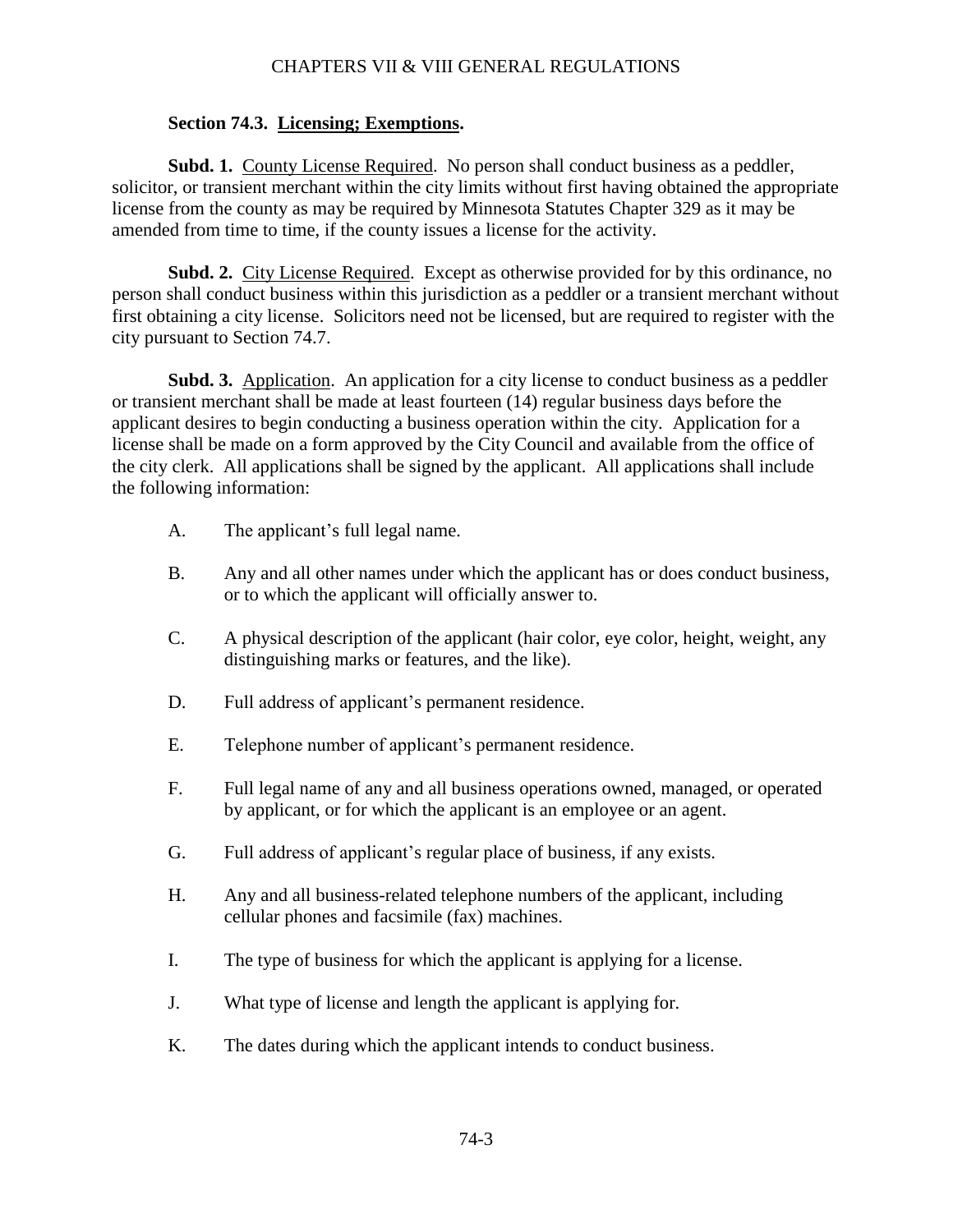### Section 74.3. Licensing; Exemptions.

**Subd. 1.** County License Required. No person shall conduct business as a peddler, solicitor, or transient merchant within the city limits without first having obtained the appropriate license from the county as may be required by Minnesota Statutes Chapter 329 as it may be amended from time to time, if the county issues a license for the activity.

**Subd. 2.** City License Required. Except as otherwise provided for by this ordinance, no person shall conduct business within this jurisdiction as a peddler or a transient merchant without first obtaining a city license. Solicitors need not be licensed, but are required to register with the city pursuant to Section 74.7.

**Subd. 3.** Application. An application for a city license to conduct business as a peddler or transient merchant shall be made at least fourteen (14) regular business days before the applicant desires to begin conducting a business operation within the city. Application for a license shall be made on a form approved by the City Council and available from the office of the city clerk. All applications shall be signed by the applicant. All applications shall include the following information:

A. The applicant's full legal name.

B. Any and all other names under which the applicant has or does conduct business, or to which the applicant will officially answer to.

C. A physical description of the applicant (hair color, eye color, height, weight, any distinguishing marks or features, and the like).

D. Full address of applicant's permanent residence.

E. Telephone number of applicant's permanent residence.

F. Full legal name of any and all business operations owned, managed, or operated by applicant, or for which the applicant is an employee or an agent.

G. Full address of applicant's regular place of business, if any exists.

H. Any and all business-related telephone numbers of the applicant, including cellular phones and facsimile (fax) machines.

I. The type of business for which the applicant is applying for a license.

J. What type of license and length the applicant is applying for.

K. The dates during which the applicant intends to conduct business.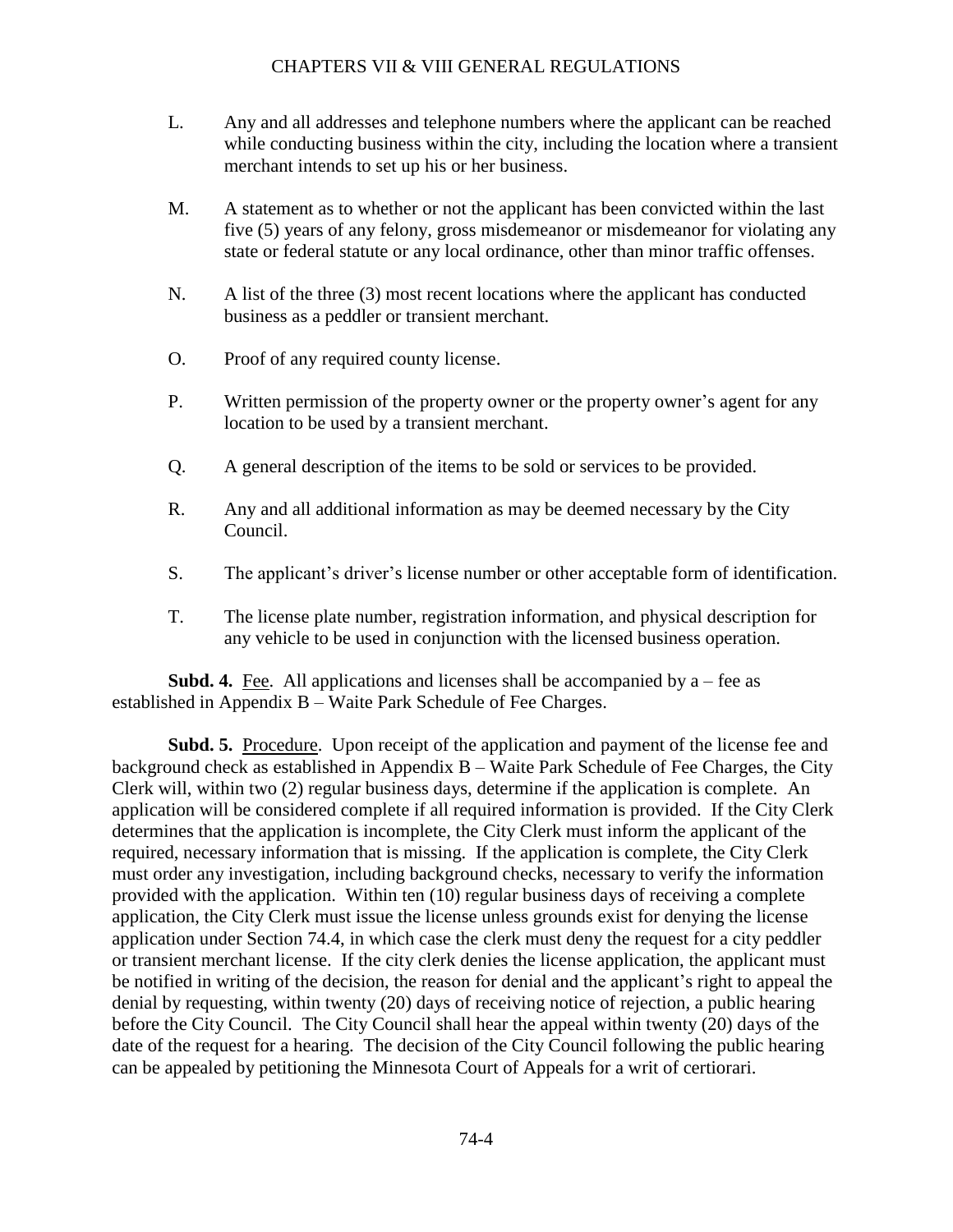L. Any and all addresses and telephone numbers where the applicant can be reached while conducting business within the city, including the location where a transient merchant intends to set up his or her business.

M. A statement as to whether or not the applicant has been convicted within the last five (5) years of any felony, gross misdemeanor or misdemeanor for violating any state or federal statute or any local ordinance, other than minor traffic offenses.

N. A list of the three (3) most recent locations where the applicant has conducted business as a peddler or transient merchant.

O. Proof of any required county license.

P. Written permission of the property owner or the property owner's agent for any location to be used by a transient merchant.

Q. A general description of the items to be sold or services to be provided.

R. Any and all additional information as may be deemed necessary by the City Council.

S. The applicant's driver's license number or other acceptable form of identification.

T. The license plate number, registration information, and physical description for any vehicle to be used in conjunction with the licensed business operation.

**Subd. 4.** Fee. All applications and licenses shall be accompanied by a – fee as established in Appendix B – Waite Park Schedule of Fee Charges.

**Subd. 5.** Procedure. Upon receipt of the application and payment of the license fee and background check as established in Appendix B – Waite Park Schedule of Fee Charges, the City Clerk will, within two (2) regular business days, determine if the application is complete. An application will be considered complete if all required information is provided. If the City Clerk determines that the application is incomplete, the City Clerk must inform the applicant of the required, necessary information that is missing. If the application is complete, the City Clerk must order any investigation, including background checks, necessary to verify the information provided with the application. Within ten (10) regular business days of receiving a complete application, the City Clerk must issue the license unless grounds exist for denying the license application under Section 74.4, in which case the clerk must deny the request for a city peddler or transient merchant license. If the city clerk denies the license application, the applicant must be notified in writing of the decision, the reason for denial and the applicant's right to appeal the denial by requesting, within twenty (20) days of receiving notice of rejection, a public hearing before the City Council. The City Council shall hear the appeal within twenty (20) days of the date of the request for a hearing. The decision of the City Council following the public hearing can be appealed by petitioning the Minnesota Court of Appeals for a writ of certiorari.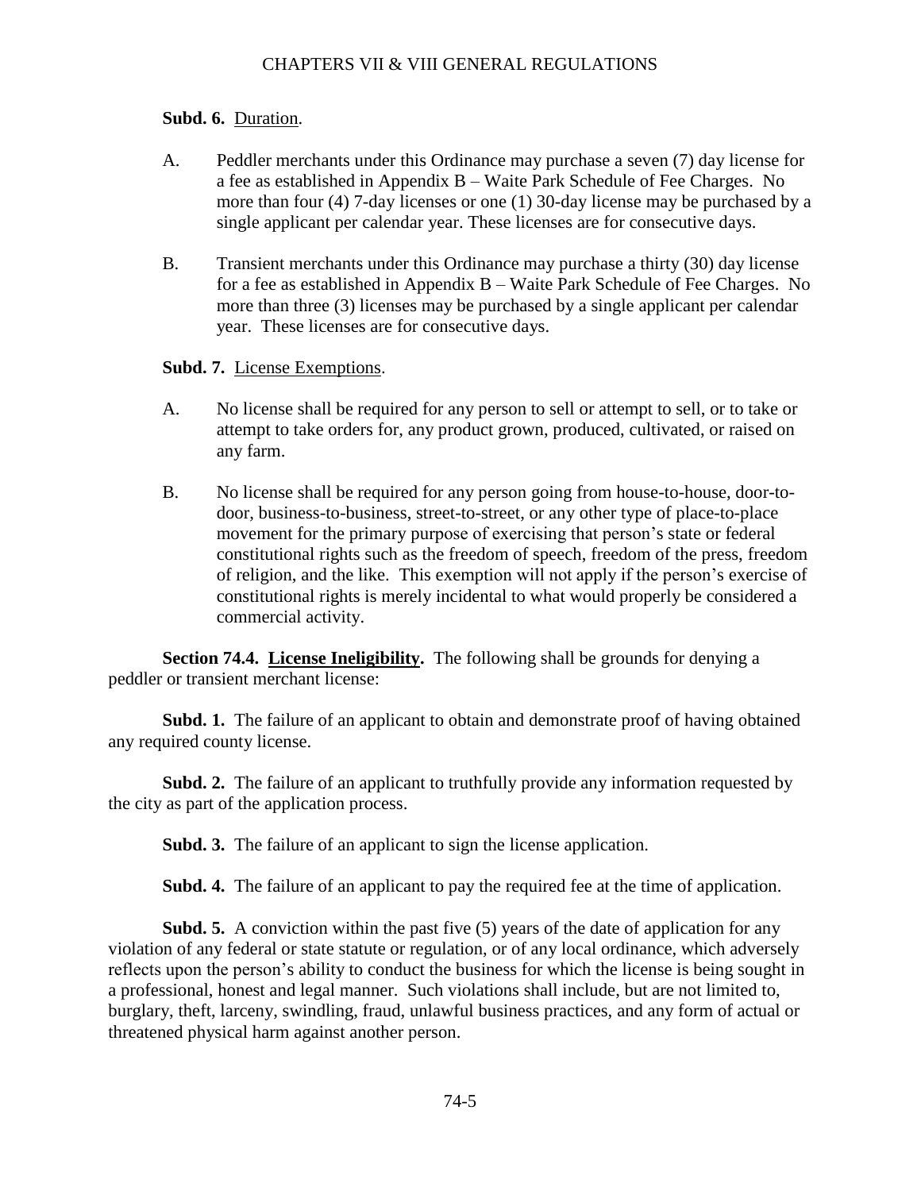**Subd. 6.** Duration.

A. Peddler merchants under this Ordinance may purchase a seven (7) day license for a fee as established in Appendix B – Waite Park Schedule of Fee Charges. No more than four (4) 7-day licenses or one (1) 30-day license may be purchased by a single applicant per calendar year. These licenses are for consecutive days.

B. Transient merchants under this Ordinance may purchase a thirty (30) day license for a fee as established in Appendix B – Waite Park Schedule of Fee Charges. No more than three (3) licenses may be purchased by a single applicant per calendar year. These licenses are for consecutive days.

**Subd. 7.** License Exemptions.

A. No license shall be required for any person to sell or attempt to sell, or to take or attempt to take orders for, any product grown, produced, cultivated, or raised on any farm.

B. No license shall be required for any person going from house-to-house, door-to-door, business-to-business, street-to-street, or any other type of place-to-place movement for the primary purpose of exercising that person's state or federal constitutional rights such as the freedom of speech, freedom of the press, freedom of religion, and the like. This exemption will not apply if the person's exercise of constitutional rights is merely incidental to what would properly be considered a commercial activity.

**Section 74.4. License Ineligibility.** The following shall be grounds for denying a peddler or transient merchant license:

**Subd. 1.** The failure of an applicant to obtain and demonstrate proof of having obtained any required county license.

**Subd. 2.** The failure of an applicant to truthfully provide any information requested by the city as part of the application process.

**Subd. 3.** The failure of an applicant to sign the license application.

**Subd. 4.** The failure of an applicant to pay the required fee at the time of application.

**Subd. 5.** A conviction within the past five (5) years of the date of application for any violation of any federal or state statute or regulation, or of any local ordinance, which adversely reflects upon the person's ability to conduct the business for which the license is being sought in a professional, honest and legal manner. Such violations shall include, but are not limited to, burglary, theft, larceny, swindling, fraud, unlawful business practices, and any form of actual or threatened physical harm against another person.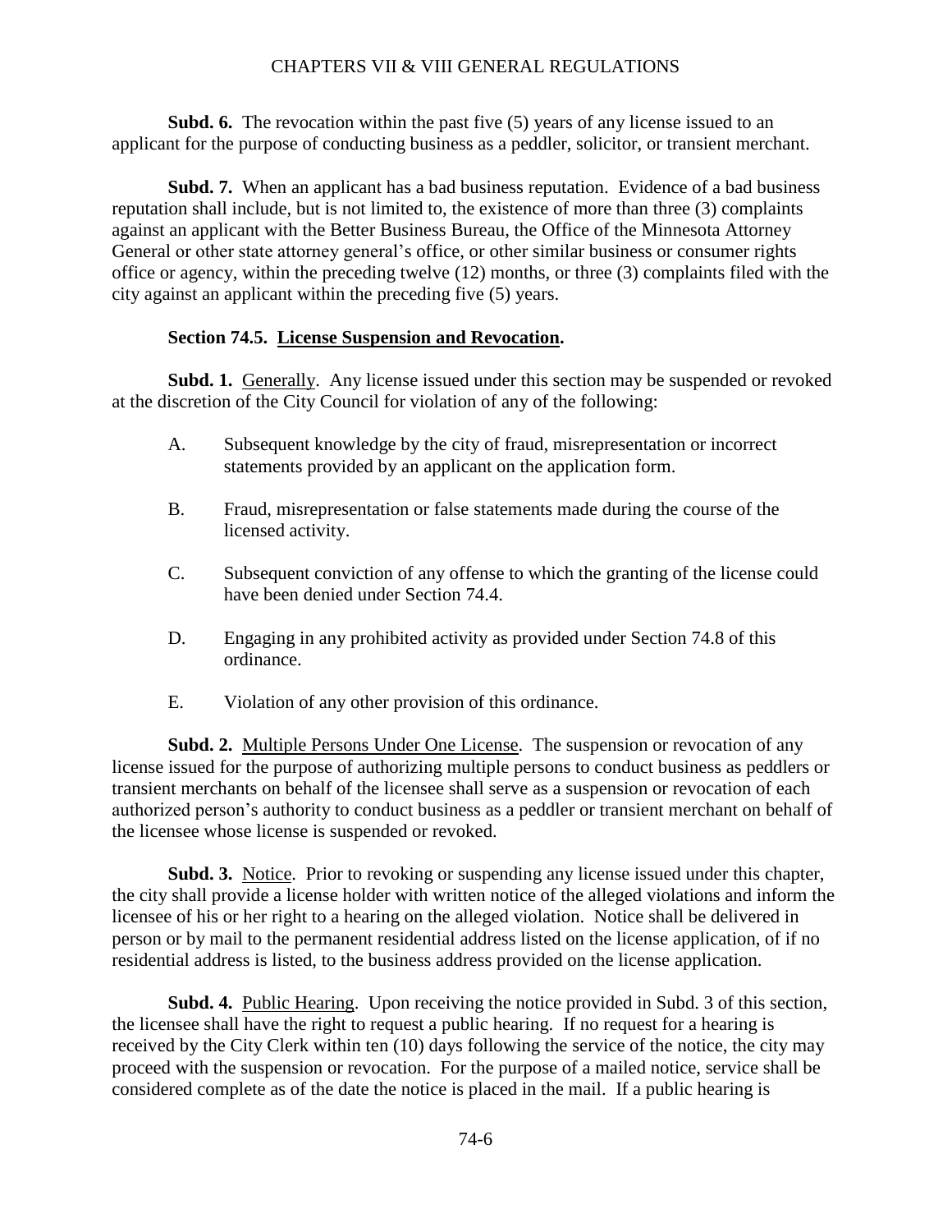**Subd. 6.** The revocation within the past five (5) years of any license issued to an applicant for the purpose of conducting business as a peddler, solicitor, or transient merchant.

**Subd. 7.** When an applicant has a bad business reputation. Evidence of a bad business reputation shall include, but is not limited to, the existence of more than three (3) complaints against an applicant with the Better Business Bureau, the Office of the Minnesota Attorney General or other state attorney general's office, or other similar business or consumer rights office or agency, within the preceding twelve (12) months, or three (3) complaints filed with the city against an applicant within the preceding five (5) years.

### Section 74.5. License Suspension and Revocation.

**Subd. 1.** Generally. Any license issued under this section may be suspended or revoked at the discretion of the City Council for violation of any of the following:

A. Subsequent knowledge by the city of fraud, misrepresentation or incorrect statements provided by an applicant on the application form.

B. Fraud, misrepresentation or false statements made during the course of the licensed activity.

C. Subsequent conviction of any offense to which the granting of the license could have been denied under Section 74.4.

D. Engaging in any prohibited activity as provided under Section 74.8 of this ordinance.

E. Violation of any other provision of this ordinance.

**Subd. 2.** Multiple Persons Under One License. The suspension or revocation of any license issued for the purpose of authorizing multiple persons to conduct business as peddlers or transient merchants on behalf of the licensee shall serve as a suspension or revocation of each authorized person's authority to conduct business as a peddler or transient merchant on behalf of the licensee whose license is suspended or revoked.

**Subd. 3.** Notice. Prior to revoking or suspending any license issued under this chapter, the city shall provide a license holder with written notice of the alleged violations and inform the licensee of his or her right to a hearing on the alleged violation. Notice shall be delivered in person or by mail to the permanent residential address listed on the license application, of if no residential address is listed, to the business address provided on the license application.

**Subd. 4.** Public Hearing. Upon receiving the notice provided in Subd. 3 of this section, the licensee shall have the right to request a public hearing. If no request for a hearing is received by the City Clerk within ten (10) days following the service of the notice, the city may proceed with the suspension or revocation. For the purpose of a mailed notice, service shall be considered complete as of the date the notice is placed in the mail. If a public hearing is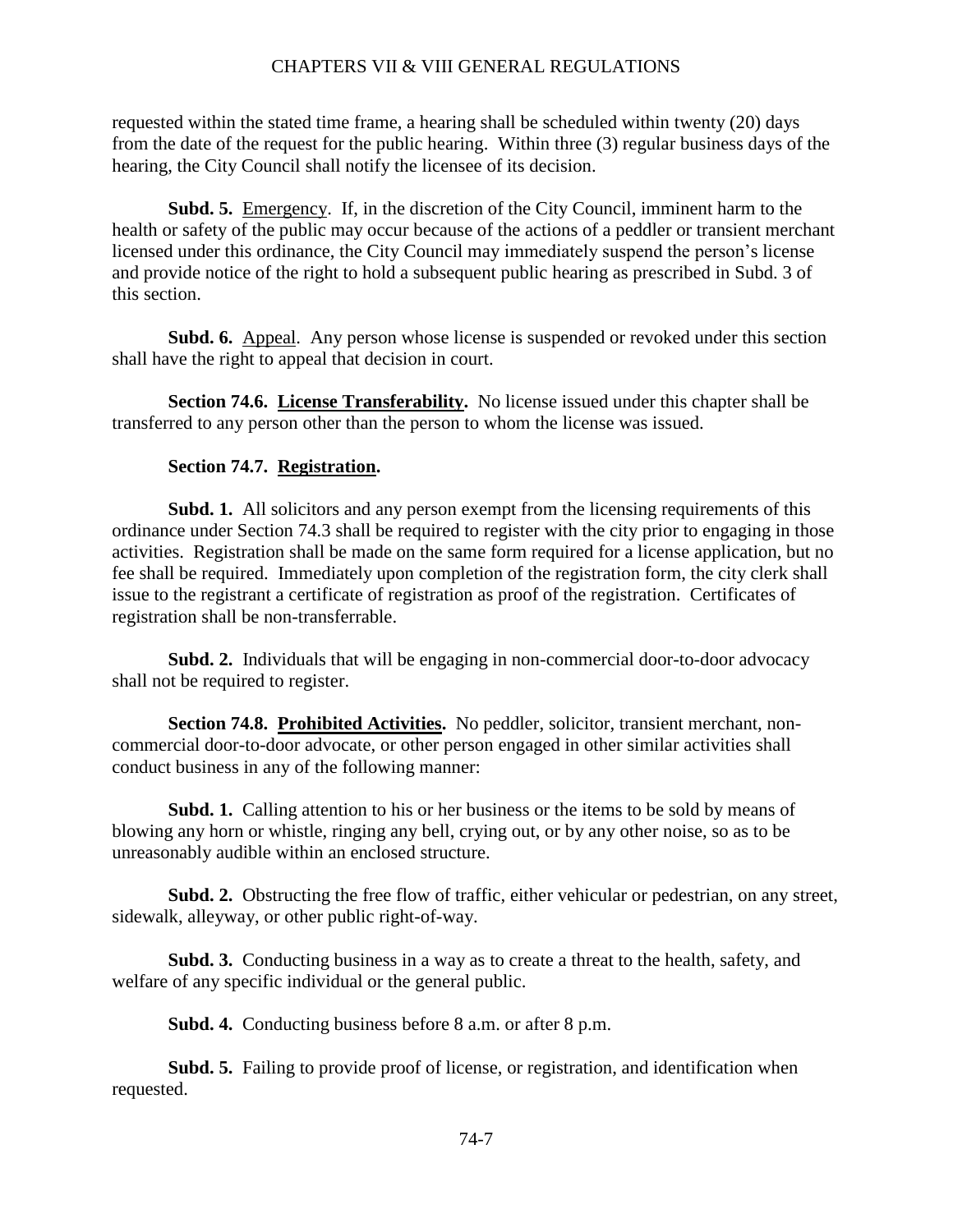requested within the stated time frame, a hearing shall be scheduled within twenty (20) days from the date of the request for the public hearing. Within three (3) regular business days of the hearing, the City Council shall notify the licensee of its decision.

**Subd. 5.** Emergency. If, in the discretion of the City Council, imminent harm to the health or safety of the public may occur because of the actions of a peddler or transient merchant licensed under this ordinance, the City Council may immediately suspend the person's license and provide notice of the right to hold a subsequent public hearing as prescribed in Subd. 3 of this section.

**Subd. 6.** Appeal. Any person whose license is suspended or revoked under this section shall have the right to appeal that decision in court.

**Section 74.6. License Transferability.** No license issued under this chapter shall be transferred to any person other than the person to whom the license was issued.

**Section 74.7. Registration.**

**Subd. 1.** All solicitors and any person exempt from the licensing requirements of this ordinance under Section 74.3 shall be required to register with the city prior to engaging in those activities. Registration shall be made on the same form required for a license application, but no fee shall be required. Immediately upon completion of the registration form, the city clerk shall issue to the registrant a certificate of registration as proof of the registration. Certificates of registration shall be non-transferrable.

**Subd. 2.** Individuals that will be engaging in non-commercial door-to-door advocacy shall not be required to register.

**Section 74.8. Prohibited Activities.** No peddler, solicitor, transient merchant, non-commercial door-to-door advocate, or other person engaged in other similar activities shall conduct business in any of the following manner:

**Subd. 1.** Calling attention to his or her business or the items to be sold by means of blowing any horn or whistle, ringing any bell, crying out, or by any other noise, so as to be unreasonably audible within an enclosed structure.

**Subd. 2.** Obstructing the free flow of traffic, either vehicular or pedestrian, on any street, sidewalk, alleyway, or other public right-of-way.

**Subd. 3.** Conducting business in a way as to create a threat to the health, safety, and welfare of any specific individual or the general public.

**Subd. 4.** Conducting business before 8 a.m. or after 8 p.m.

**Subd. 5.** Failing to provide proof of license, or registration, and identification when requested.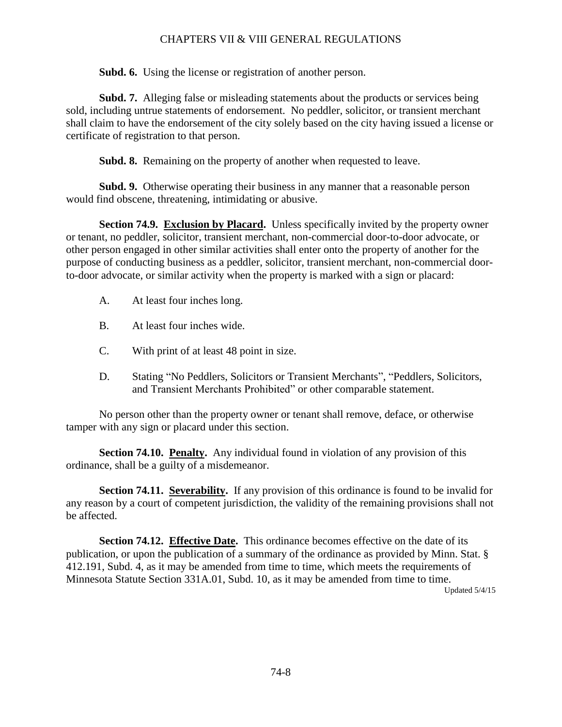**Subd. 6.** Using the license or registration of another person.

**Subd. 7.** Alleging false or misleading statements about the products or services being sold, including untrue statements of endorsement. No peddler, solicitor, or transient merchant shall claim to have the endorsement of the city solely based on the city having issued a license or certificate of registration to that person.

**Subd. 8.** Remaining on the property of another when requested to leave.

**Subd. 9.** Otherwise operating their business in any manner that a reasonable person would find obscene, threatening, intimidating or abusive.

**Section 74.9. Exclusion by Placard.** Unless specifically invited by the property owner or tenant, no peddler, solicitor, transient merchant, non-commercial door-to-door advocate, or other person engaged in other similar activities shall enter onto the property of another for the purpose of conducting business as a peddler, solicitor, transient merchant, non-commercial door-to-door advocate, or similar activity when the property is marked with a sign or placard:

A. At least four inches long.

B. At least four inches wide.

C. With print of at least 48 point in size.

D. Stating "No Peddlers, Solicitors or Transient Merchants", "Peddlers, Solicitors, and Transient Merchants Prohibited" or other comparable statement.

No person other than the property owner or tenant shall remove, deface, or otherwise tamper with any sign or placard under this section.

**Section 74.10. Penalty.** Any individual found in violation of any provision of this ordinance, shall be a guilty of a misdemeanor.

**Section 74.11. Severability.** If any provision of this ordinance is found to be invalid for any reason by a court of competent jurisdiction, the validity of the remaining provisions shall not be affected.

**Section 74.12. Effective Date.** This ordinance becomes effective on the date of its publication, or upon the publication of a summary of the ordinance as provided by Minn. Stat. § 412.191, Subd. 4, as it may be amended from time to time, which meets the requirements of Minnesota Statute Section 331A.01, Subd. 10, as it may be amended from time to time.

Updated 5/4/15